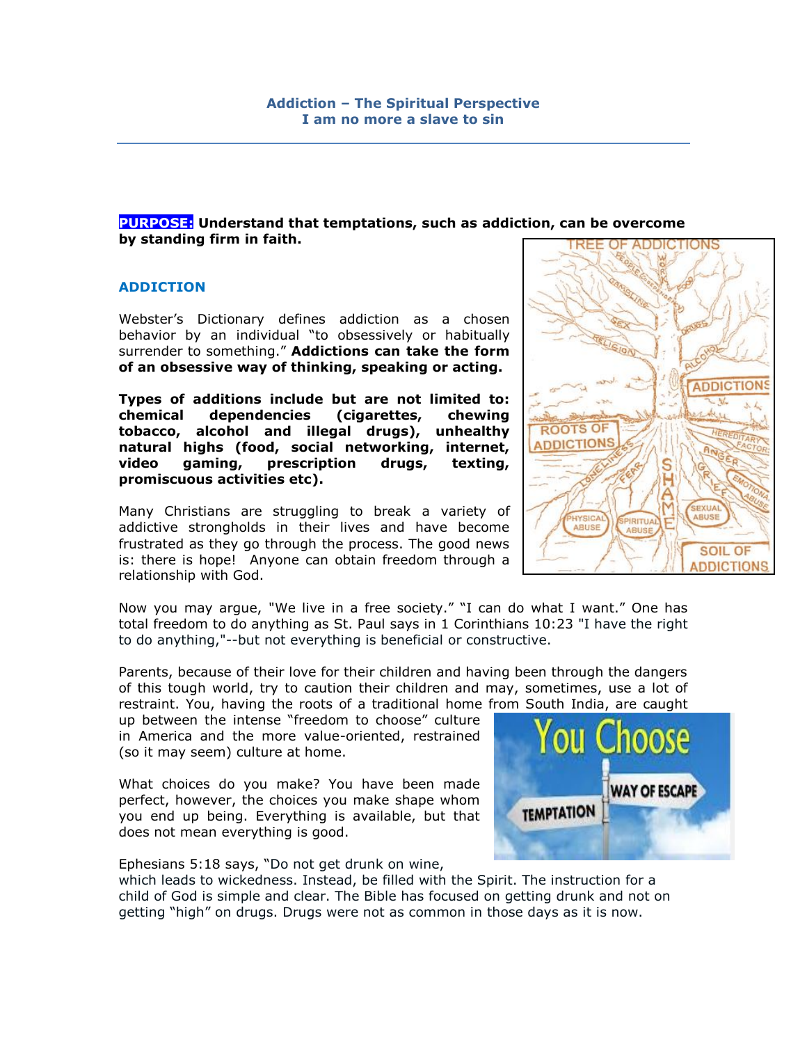# Addiction – The Spiritual Perspective
## I am no more a slave to sin

**PURPOSE: Understand that temptations, such as addiction, can be overcome by standing firm in faith.**

### ADDICTION

Webster's Dictionary defines addiction as a chosen behavior by an individual "to obsessively or habitually surrender to something." **Addictions can take the form of an obsessive way of thinking, speaking or acting.**

**Types of additions include but are not limited to: chemical dependencies (cigarettes, chewing tobacco, alcohol and illegal drugs), unhealthy natural highs (food, social networking, internet, video gaming, prescription drugs, texting, promiscuous activities etc).**

Many Christians are struggling to break a variety of addictive strongholds in their lives and have become frustrated as they go through the process. The good news is: there is hope! Anyone can obtain freedom through a relationship with God.

Now you may argue, "We live in a free society." "I can do what I want." One has total freedom to do anything as St. Paul says in 1 Corinthians 10:23 "I have the right to do anything,"--but not everything is beneficial or constructive.

Parents, because of their love for their children and having been through the dangers of this tough world, try to caution their children and may, sometimes, use a lot of restraint. You, having the roots of a traditional home from South India, are caught up between the intense "freedom to choose" culture in America and the more value-oriented, restrained (so it may seem) culture at home.

What choices do you make? You have been made perfect, however, the choices you make shape whom you end up being. Everything is available, but that does not mean everything is good.

Ephesians 5:18 says, "Do not get drunk on wine, which leads to wickedness. Instead, be filled with the Spirit. The instruction for a child of God is simple and clear. The Bible has focused on getting drunk and not on getting "high" on drugs. Drugs were not as common in those days as it is now.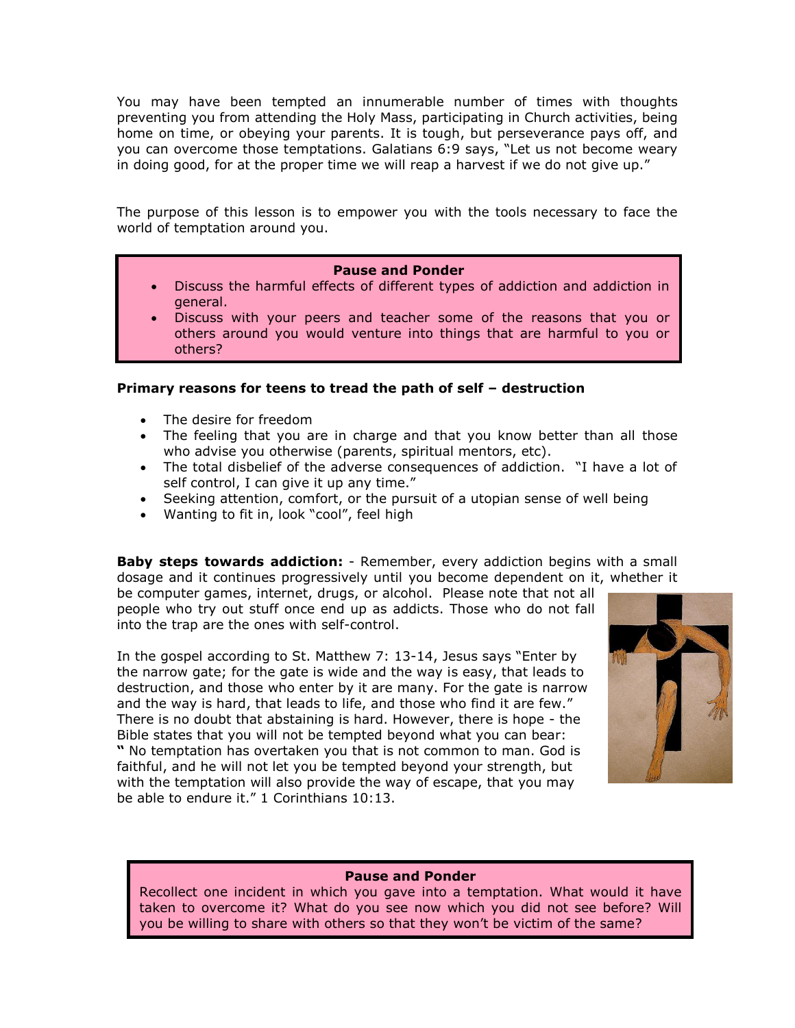You may have been tempted an innumerable number of times with thoughts preventing you from attending the Holy Mass, participating in Church activities, being home on time, or obeying your parents. It is tough, but perseverance pays off, and you can overcome those temptations. Galatians 6:9 says, "Let us not become weary in doing good, for at the proper time we will reap a harvest if we do not give up."

The purpose of this lesson is to empower you with the tools necessary to face the world of temptation around you.

**Pause and Ponder**

- Discuss the harmful effects of different types of addiction and addiction in general.
- Discuss with your peers and teacher some of the reasons that you or others around you would venture into things that are harmful to you or others?

**Primary reasons for teens to tread the path of self – destruction**

- The desire for freedom
- The feeling that you are in charge and that you know better than all those who advise you otherwise (parents, spiritual mentors, etc).
- The total disbelief of the adverse consequences of addiction. "I have a lot of self control, I can give it up any time."
- Seeking attention, comfort, or the pursuit of a utopian sense of well being
- Wanting to fit in, look "cool", feel high

**Baby steps towards addiction:** - Remember, every addiction begins with a small dosage and it continues progressively until you become dependent on it, whether it be computer games, internet, drugs, or alcohol. Please note that not all people who try out stuff once end up as addicts. Those who do not fall into the trap are the ones with self-control.

In the gospel according to St. Matthew 7: 13-14, Jesus says "Enter by the narrow gate; for the gate is wide and the way is easy, that leads to destruction, and those who enter by it are many. For the gate is narrow and the way is hard, that leads to life, and those who find it are few." There is no doubt that abstaining is hard. However, there is hope - the Bible states that you will not be tempted beyond what you can bear: **"** No temptation has overtaken you that is not common to man. God is faithful, and he will not let you be tempted beyond your strength, but with the temptation will also provide the way of escape, that you may be able to endure it." 1 Corinthians 10:13.

**Pause and Ponder**

Recollect one incident in which you gave into a temptation. What would it have taken to overcome it? What do you see now which you did not see before? Will you be willing to share with others so that they won't be victim of the same?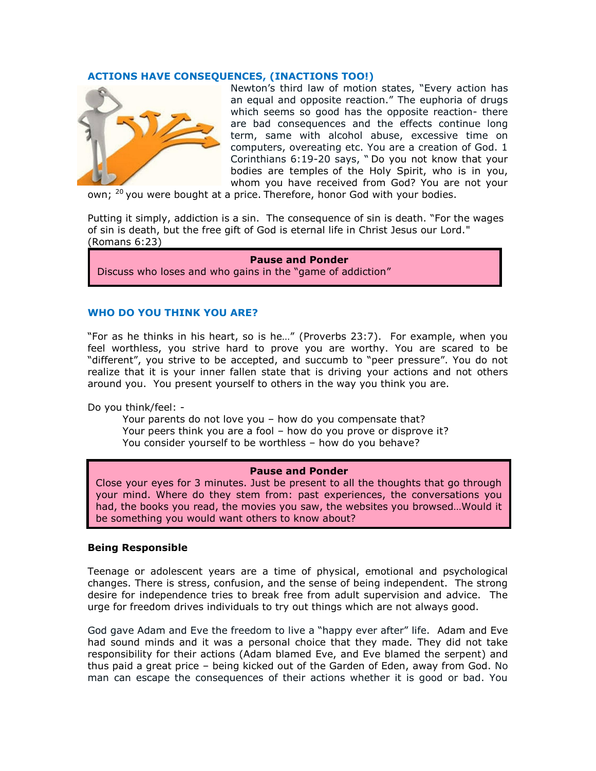## ACTIONS HAVE CONSEQUENCES, (INACTIONS TOO!)

Newton's third law of motion states, "Every action has an equal and opposite reaction." The euphoria of drugs which seems so good has the opposite reaction- there are bad consequences and the effects continue long term, same with alcohol abuse, excessive time on computers, overeating etc. You are a creation of God. 1 Corinthians 6:19-20 says, " Do you not know that your bodies are temples of the Holy Spirit, who is in you, whom you have received from God? You are not your own; [20] you were bought at a price. Therefore, honor God with your bodies.

Putting it simply, addiction is a sin. The consequence of sin is death. "For the wages of sin is death, but the free gift of God is eternal life in Christ Jesus our Lord." (Romans 6:23)

> **Pause and Ponder**
>
> Discuss who loses and who gains in the "game of addiction"

## WHO DO YOU THINK YOU ARE?

"For as he thinks in his heart, so is he…" (Proverbs 23:7). For example, when you feel worthless, you strive hard to prove you are worthy. You are scared to be "different", you strive to be accepted, and succumb to "peer pressure". You do not realize that it is your inner fallen state that is driving your actions and not others around you. You present yourself to others in the way you think you are.

Do you think/feel: -

- Your parents do not love you – how do you compensate that?
- Your peers think you are a fool – how do you prove or disprove it?
- You consider yourself to be worthless – how do you behave?

> **Pause and Ponder**
>
> Close your eyes for 3 minutes. Just be present to all the thoughts that go through your mind. Where do they stem from: past experiences, the conversations you had, the books you read, the movies you saw, the websites you browsed…Would it be something you would want others to know about?

### Being Responsible

Teenage or adolescent years are a time of physical, emotional and psychological changes. There is stress, confusion, and the sense of being independent. The strong desire for independence tries to break free from adult supervision and advice. The urge for freedom drives individuals to try out things which are not always good.

God gave Adam and Eve the freedom to live a "happy ever after" life. Adam and Eve had sound minds and it was a personal choice that they made. They did not take responsibility for their actions (Adam blamed Eve, and Eve blamed the serpent) and thus paid a great price – being kicked out of the Garden of Eden, away from God. No man can escape the consequences of their actions whether it is good or bad. You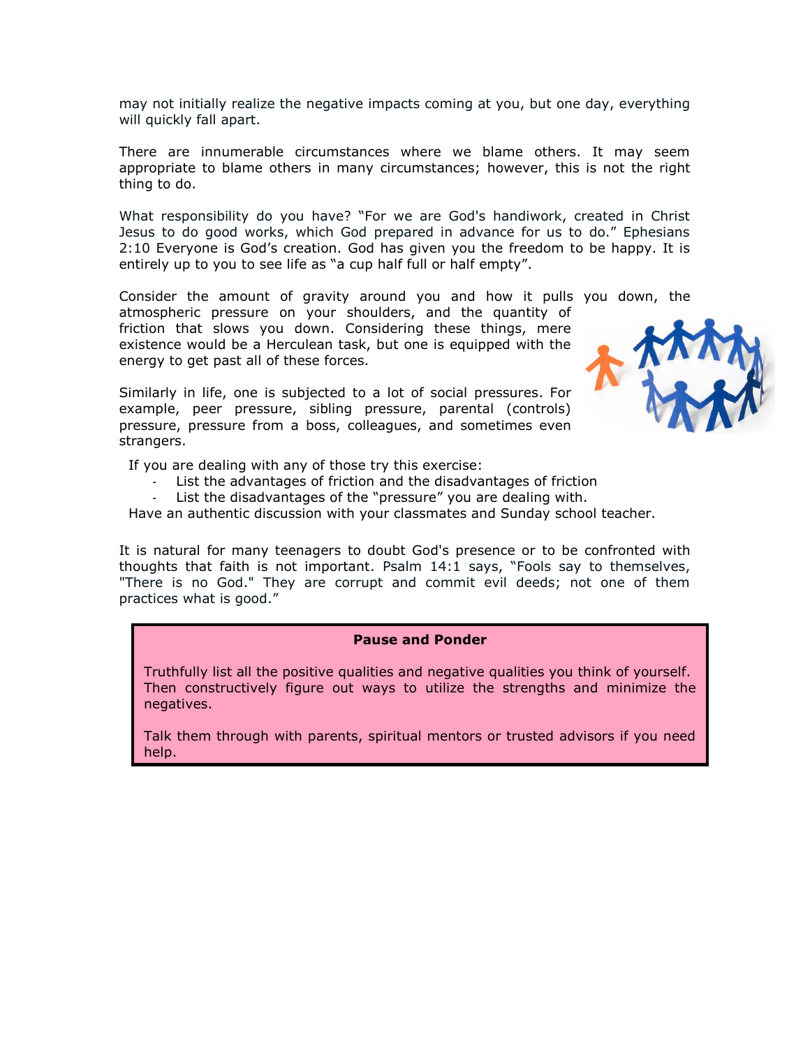may not initially realize the negative impacts coming at you, but one day, everything will quickly fall apart.

There are innumerable circumstances where we blame others. It may seem appropriate to blame others in many circumstances; however, this is not the right thing to do.

What responsibility do you have? "For we are God's handiwork, created in Christ Jesus to do good works, which God prepared in advance for us to do." Ephesians 2:10 Everyone is God's creation. God has given you the freedom to be happy. It is entirely up to you to see life as "a cup half full or half empty".

Consider the amount of gravity around you and how it pulls you down, the atmospheric pressure on your shoulders, and the quantity of friction that slows you down. Considering these things, mere existence would be a Herculean task, but one is equipped with the energy to get past all of these forces.

Similarly in life, one is subjected to a lot of social pressures. For example, peer pressure, sibling pressure, parental (controls) pressure, pressure from a boss, colleagues, and sometimes even strangers.

If you are dealing with any of those try this exercise:

- List the advantages of friction and the disadvantages of friction
- List the disadvantages of the "pressure" you are dealing with.

Have an authentic discussion with your classmates and Sunday school teacher.

It is natural for many teenagers to doubt God's presence or to be confronted with thoughts that faith is not important. Psalm 14:1 says, "Fools say to themselves, "There is no God." They are corrupt and commit evil deeds; not one of them practices what is good."

**Pause and Ponder**

Truthfully list all the positive qualities and negative qualities you think of yourself. Then constructively figure out ways to utilize the strengths and minimize the negatives.

Talk them through with parents, spiritual mentors or trusted advisors if you need help.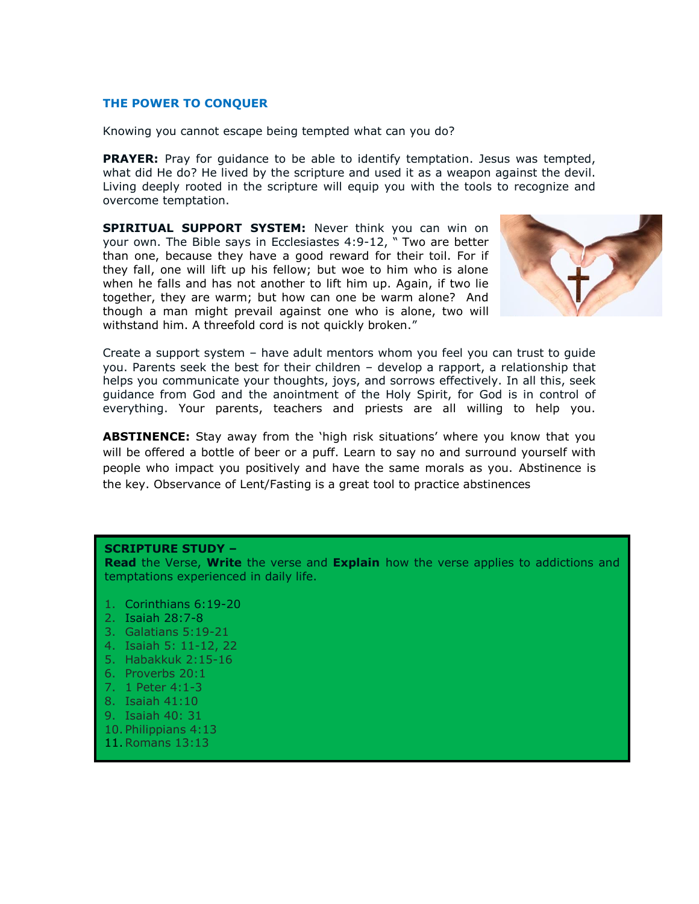## THE POWER TO CONQUER

Knowing you cannot escape being tempted what can you do?

**PRAYER:** Pray for guidance to be able to identify temptation. Jesus was tempted, what did He do? He lived by the scripture and used it as a weapon against the devil. Living deeply rooted in the scripture will equip you with the tools to recognize and overcome temptation.

**SPIRITUAL SUPPORT SYSTEM:** Never think you can win on your own. The Bible says in Ecclesiastes 4:9-12, " Two are better than one, because they have a good reward for their toil. For if they fall, one will lift up his fellow; but woe to him who is alone when he falls and has not another to lift him up. Again, if two lie together, they are warm; but how can one be warm alone? And though a man might prevail against one who is alone, two will withstand him. A threefold cord is not quickly broken."

Create a support system – have adult mentors whom you feel you can trust to guide you. Parents seek the best for their children – develop a rapport, a relationship that helps you communicate your thoughts, joys, and sorrows effectively. In all this, seek guidance from God and the anointment of the Holy Spirit, for God is in control of everything. Your parents, teachers and priests are all willing to help you.

**ABSTINENCE:** Stay away from the 'high risk situations' where you know that you will be offered a bottle of beer or a puff. Learn to say no and surround yourself with people who impact you positively and have the same morals as you. Abstinence is the key. Observance of Lent/Fasting is a great tool to practice abstinences

**SCRIPTURE STUDY –**
**Read** the Verse, **Write** the verse and **Explain** how the verse applies to addictions and temptations experienced in daily life.

1. Corinthians 6:19-20
2. Isaiah 28:7-8
3. Galatians 5:19-21
4. Isaiah 5: 11-12, 22
5. Habakkuk 2:15-16
6. Proverbs 20:1
7. 1 Peter 4:1-3
8. Isaiah 41:10
9. Isaiah 40: 31
10. Philippians 4:13
11. Romans 13:13